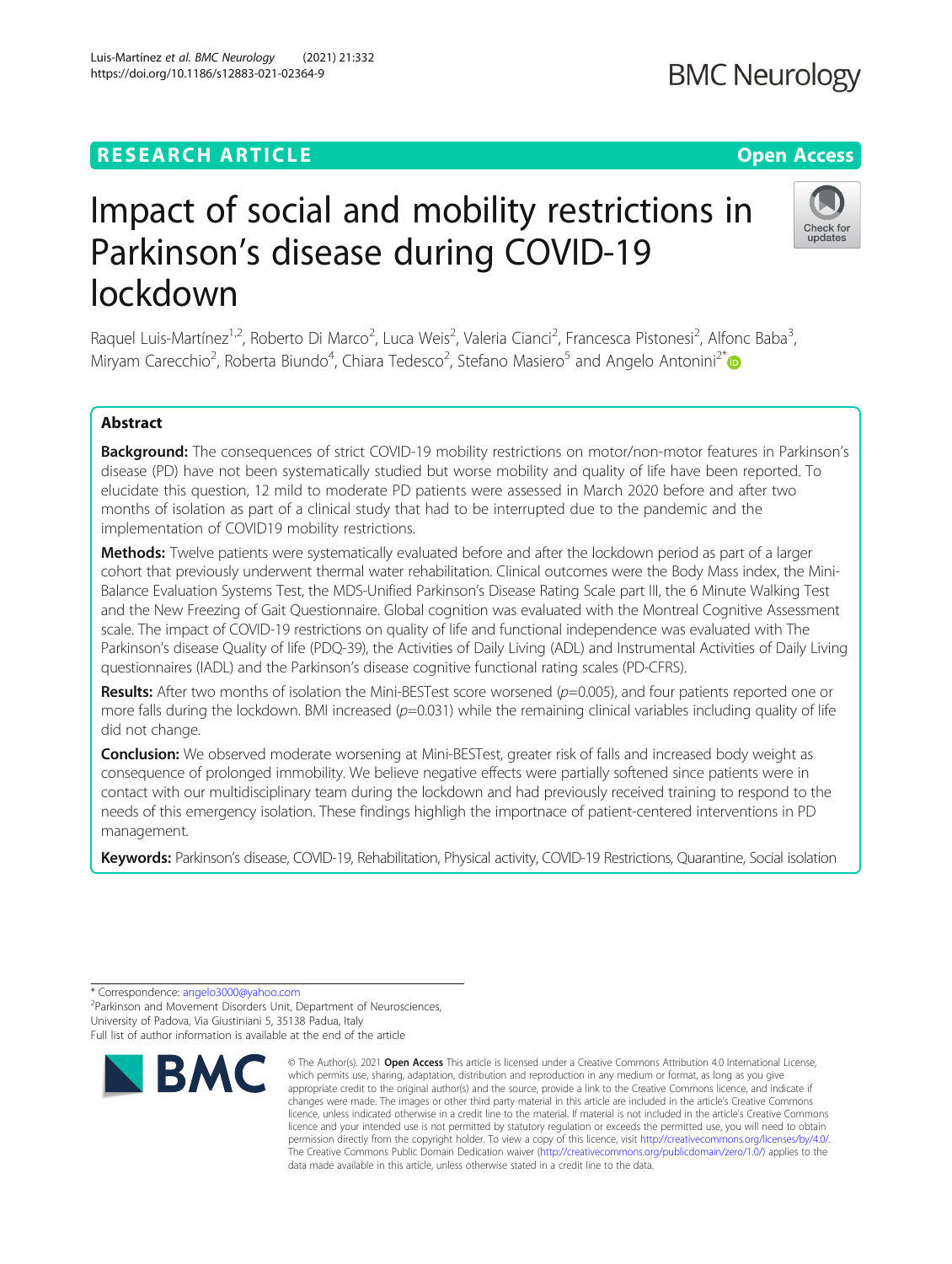RESEARCH ARTICLE

Open Access

# Impact of social and mobility restrictions in Parkinson's disease during COVID-19 lockdown

Raquel Luis-Martínez[1,2], Roberto Di Marco[2], Luca Weis[2], Valeria Cianci[2], Francesca Pistonesi[2], Alfonc Baba[3], Miryam Carecchio[2], Roberta Biundo[4], Chiara Tedesco[2], Stefano Masiero[5] and Angelo Antonini[2*]

## Abstract

**Background:** The consequences of strict COVID-19 mobility restrictions on motor/non-motor features in Parkinson's disease (PD) have not been systematically studied but worse mobility and quality of life have been reported. To elucidate this question, 12 mild to moderate PD patients were assessed in March 2020 before and after two months of isolation as part of a clinical study that had to be interrupted due to the pandemic and the implementation of COVID19 mobility restrictions.

**Methods:** Twelve patients were systematically evaluated before and after the lockdown period as part of a larger cohort that previously underwent thermal water rehabilitation. Clinical outcomes were the Body Mass index, the Mini-Balance Evaluation Systems Test, the MDS-Unified Parkinson's Disease Rating Scale part III, the 6 Minute Walking Test and the New Freezing of Gait Questionnaire. Global cognition was evaluated with the Montreal Cognitive Assessment scale. The impact of COVID-19 restrictions on quality of life and functional independence was evaluated with The Parkinson's disease Quality of life (PDQ-39), the Activities of Daily Living (ADL) and Instrumental Activities of Daily Living questionnaires (IADL) and the Parkinson's disease cognitive functional rating scales (PD-CFRS).

**Results:** After two months of isolation the Mini-BESTest score worsened ($p$=0.005), and four patients reported one or more falls during the lockdown. BMI increased ($p$=0.031) while the remaining clinical variables including quality of life did not change.

**Conclusion:** We observed moderate worsening at Mini-BESTest, greater risk of falls and increased body weight as consequence of prolonged immobility. We believe negative effects were partially softened since patients were in contact with our multidisciplinary team during the lockdown and had previously received training to respond to the needs of this emergency isolation. These findings highligh the importnace of patient-centered interventions in PD management.

**Keywords:** Parkinson's disease, COVID-19, Rehabilitation, Physical activity, COVID-19 Restrictions, Quarantine, Social isolation

\* Correspondence: angelo3000@yahoo.com
[2]Parkinson and Movement Disorders Unit, Department of Neurosciences, University of Padova, Via Giustiniani 5, 35138 Padua, Italy
Full list of author information is available at the end of the article

© The Author(s). 2021 **Open Access** This article is licensed under a Creative Commons Attribution 4.0 International License, which permits use, sharing, adaptation, distribution and reproduction in any medium or format, as long as you give appropriate credit to the original author(s) and the source, provide a link to the Creative Commons licence, and indicate if changes were made. The images or other third party material in this article are included in the article's Creative Commons licence, unless indicated otherwise in a credit line to the material. If material is not included in the article's Creative Commons licence and your intended use is not permitted by statutory regulation or exceeds the permitted use, you will need to obtain permission directly from the copyright holder. To view a copy of this licence, visit http://creativecommons.org/licenses/by/4.0/. The Creative Commons Public Domain Dedication waiver (http://creativecommons.org/publicdomain/zero/1.0/) applies to the data made available in this article, unless otherwise stated in a credit line to the data.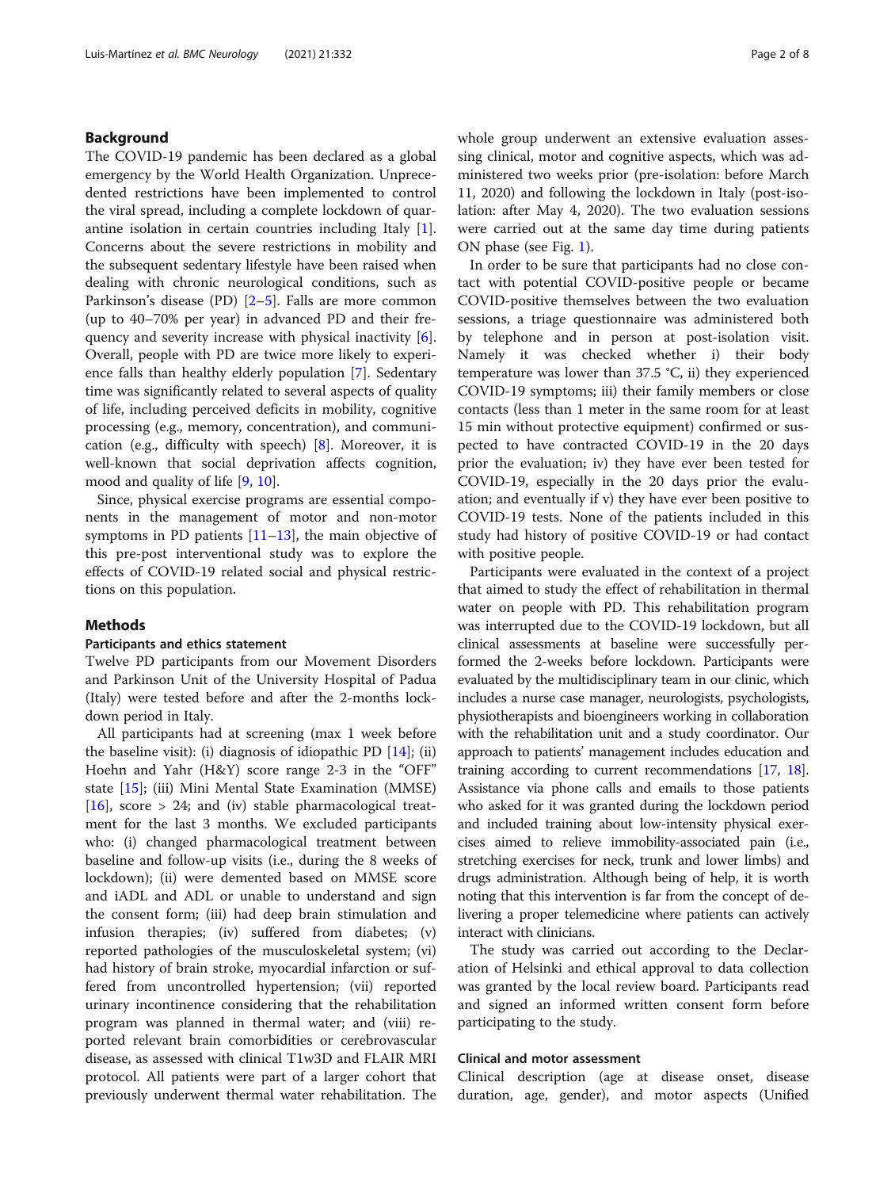## Background

The COVID-19 pandemic has been declared as a global emergency by the World Health Organization. Unprecedented restrictions have been implemented to control the viral spread, including a complete lockdown of quarantine isolation in certain countries including Italy [1]. Concerns about the severe restrictions in mobility and the subsequent sedentary lifestyle have been raised when dealing with chronic neurological conditions, such as Parkinson's disease (PD) [2–5]. Falls are more common (up to 40–70% per year) in advanced PD and their frequency and severity increase with physical inactivity [6]. Overall, people with PD are twice more likely to experience falls than healthy elderly population [7]. Sedentary time was significantly related to several aspects of quality of life, including perceived deficits in mobility, cognitive processing (e.g., memory, concentration), and communication (e.g., difficulty with speech) [8]. Moreover, it is well-known that social deprivation affects cognition, mood and quality of life [9, 10].

Since, physical exercise programs are essential components in the management of motor and non-motor symptoms in PD patients [11–13], the main objective of this pre-post interventional study was to explore the effects of COVID-19 related social and physical restrictions on this population.

## Methods

### Participants and ethics statement

Twelve PD participants from our Movement Disorders and Parkinson Unit of the University Hospital of Padua (Italy) were tested before and after the 2-months lockdown period in Italy.

All participants had at screening (max 1 week before the baseline visit): (i) diagnosis of idiopathic PD [14]; (ii) Hoehn and Yahr (H&Y) score range 2-3 in the "OFF" state [15]; (iii) Mini Mental State Examination (MMSE) [16], score > 24; and (iv) stable pharmacological treatment for the last 3 months. We excluded participants who: (i) changed pharmacological treatment between baseline and follow-up visits (i.e., during the 8 weeks of lockdown); (ii) were demented based on MMSE score and iADL and ADL or unable to understand and sign the consent form; (iii) had deep brain stimulation and infusion therapies; (iv) suffered from diabetes; (v) reported pathologies of the musculoskeletal system; (vi) had history of brain stroke, myocardial infarction or suffered from uncontrolled hypertension; (vii) reported urinary incontinence considering that the rehabilitation program was planned in thermal water; and (viii) reported relevant brain comorbidities or cerebrovascular disease, as assessed with clinical T1w3D and FLAIR MRI protocol. All patients were part of a larger cohort that previously underwent thermal water rehabilitation. The whole group underwent an extensive evaluation assessing clinical, motor and cognitive aspects, which was administered two weeks prior (pre-isolation: before March 11, 2020) and following the lockdown in Italy (post-isolation: after May 4, 2020). The two evaluation sessions were carried out at the same day time during patients ON phase (see Fig. 1).

In order to be sure that participants had no close contact with potential COVID-positive people or became COVID-positive themselves between the two evaluation sessions, a triage questionnaire was administered both by telephone and in person at post-isolation visit. Namely it was checked whether i) their body temperature was lower than 37.5 °C, ii) they experienced COVID-19 symptoms; iii) their family members or close contacts (less than 1 meter in the same room for at least 15 min without protective equipment) confirmed or suspected to have contracted COVID-19 in the 20 days prior the evaluation; iv) they have ever been tested for COVID-19, especially in the 20 days prior the evaluation; and eventually if v) they have ever been positive to COVID-19 tests. None of the patients included in this study had history of positive COVID-19 or had contact with positive people.

Participants were evaluated in the context of a project that aimed to study the effect of rehabilitation in thermal water on people with PD. This rehabilitation program was interrupted due to the COVID-19 lockdown, but all clinical assessments at baseline were successfully performed the 2-weeks before lockdown. Participants were evaluated by the multidisciplinary team in our clinic, which includes a nurse case manager, neurologists, psychologists, physiotherapists and bioengineers working in collaboration with the rehabilitation unit and a study coordinator. Our approach to patients' management includes education and training according to current recommendations [17, 18]. Assistance via phone calls and emails to those patients who asked for it was granted during the lockdown period and included training about low-intensity physical exercises aimed to relieve immobility-associated pain (i.e., stretching exercises for neck, trunk and lower limbs) and drugs administration. Although being of help, it is worth noting that this intervention is far from the concept of delivering a proper telemedicine where patients can actively interact with clinicians.

The study was carried out according to the Declaration of Helsinki and ethical approval to data collection was granted by the local review board. Participants read and signed an informed written consent form before participating to the study.

### Clinical and motor assessment

Clinical description (age at disease onset, disease duration, age, gender), and motor aspects (Unified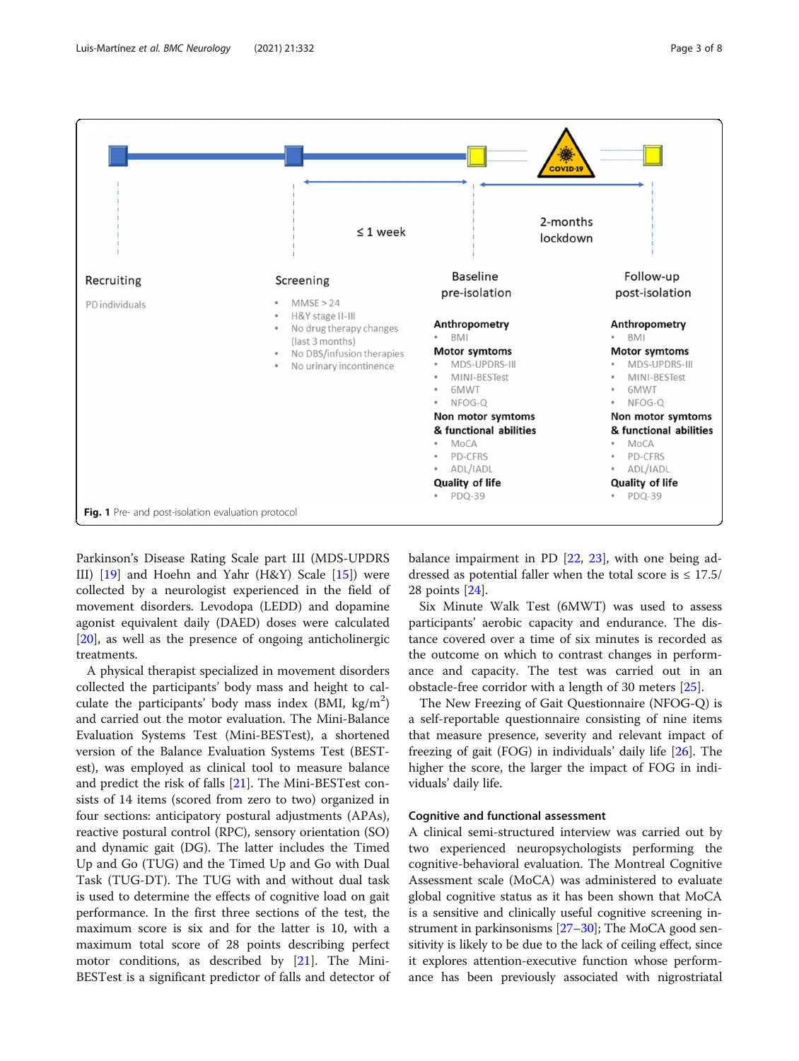Recruiting

PD individuals

Screening

- MMSE > 24
- H&Y stage II-III
- No drug therapy changes (last 3 months)
- No DBS/infusion therapies
- No urinary incontinence

≤ 1 week

Baseline pre-isolation

**Anthropometry**
- BMI

**Motor symtoms**
- MDS-UPDRS-III
- MINI-BESTest
- 6MWT
- NFOG-Q

**Non motor symtoms & functional abilities**
- MoCA
- PD-CFRS
- ADL/IADL

**Quality of life**
- PDQ-39

COVID-19

2-months lockdown

Follow-up post-isolation

**Anthropometry**
- BMI

**Motor symtoms**
- MDS-UPDRS-III
- MINI-BESTest
- 6MWT
- NFOG-Q

**Non motor symtoms & functional abilities**
- MoCA
- PD-CFRS
- ADL/IADL

**Quality of life**
- PDQ-39

**Fig. 1** Pre- and post-isolation evaluation protocol

Parkinson's Disease Rating Scale part III (MDS-UPDRS III) [19] and Hoehn and Yahr (H&Y) Scale [15]) were collected by a neurologist experienced in the field of movement disorders. Levodopa (LEDD) and dopamine agonist equivalent daily (DAED) doses were calculated [20], as well as the presence of ongoing anticholinergic treatments.

A physical therapist specialized in movement disorders collected the participants' body mass and height to calculate the participants' body mass index (BMI, $kg/m^2$) and carried out the motor evaluation. The Mini-Balance Evaluation Systems Test (Mini-BESTest), a shortened version of the Balance Evaluation Systems Test (BESTest), was employed as clinical tool to measure balance and predict the risk of falls [21]. The Mini-BESTest consists of 14 items (scored from zero to two) organized in four sections: anticipatory postural adjustments (APAs), reactive postural control (RPC), sensory orientation (SO) and dynamic gait (DG). The latter includes the Timed Up and Go (TUG) and the Timed Up and Go with Dual Task (TUG-DT). The TUG with and without dual task is used to determine the effects of cognitive load on gait performance. In the first three sections of the test, the maximum score is six and for the latter is 10, with a maximum total score of 28 points describing perfect motor conditions, as described by [21]. The Mini-BESTest is a significant predictor of falls and detector of balance impairment in PD [22, 23], with one being addressed as potential faller when the total score is ≤ 17.5/28 points [24].

Six Minute Walk Test (6MWT) was used to assess participants' aerobic capacity and endurance. The distance covered over a time of six minutes is recorded as the outcome on which to contrast changes in performance and capacity. The test was carried out in an obstacle-free corridor with a length of 30 meters [25].

The New Freezing of Gait Questionnaire (NFOG-Q) is a self-reportable questionnaire consisting of nine items that measure presence, severity and relevant impact of freezing of gait (FOG) in individuals' daily life [26]. The higher the score, the larger the impact of FOG in individuals' daily life.

### Cognitive and functional assessment

A clinical semi-structured interview was carried out by two experienced neuropsychologists performing the cognitive-behavioral evaluation. The Montreal Cognitive Assessment scale (MoCA) was administered to evaluate global cognitive status as it has been shown that MoCA is a sensitive and clinically useful cognitive screening instrument in parkinsonisms [27–30]; The MoCA good sensitivity is likely to be due to the lack of ceiling effect, since it explores attention-executive function whose performance has been previously associated with nigrostriatal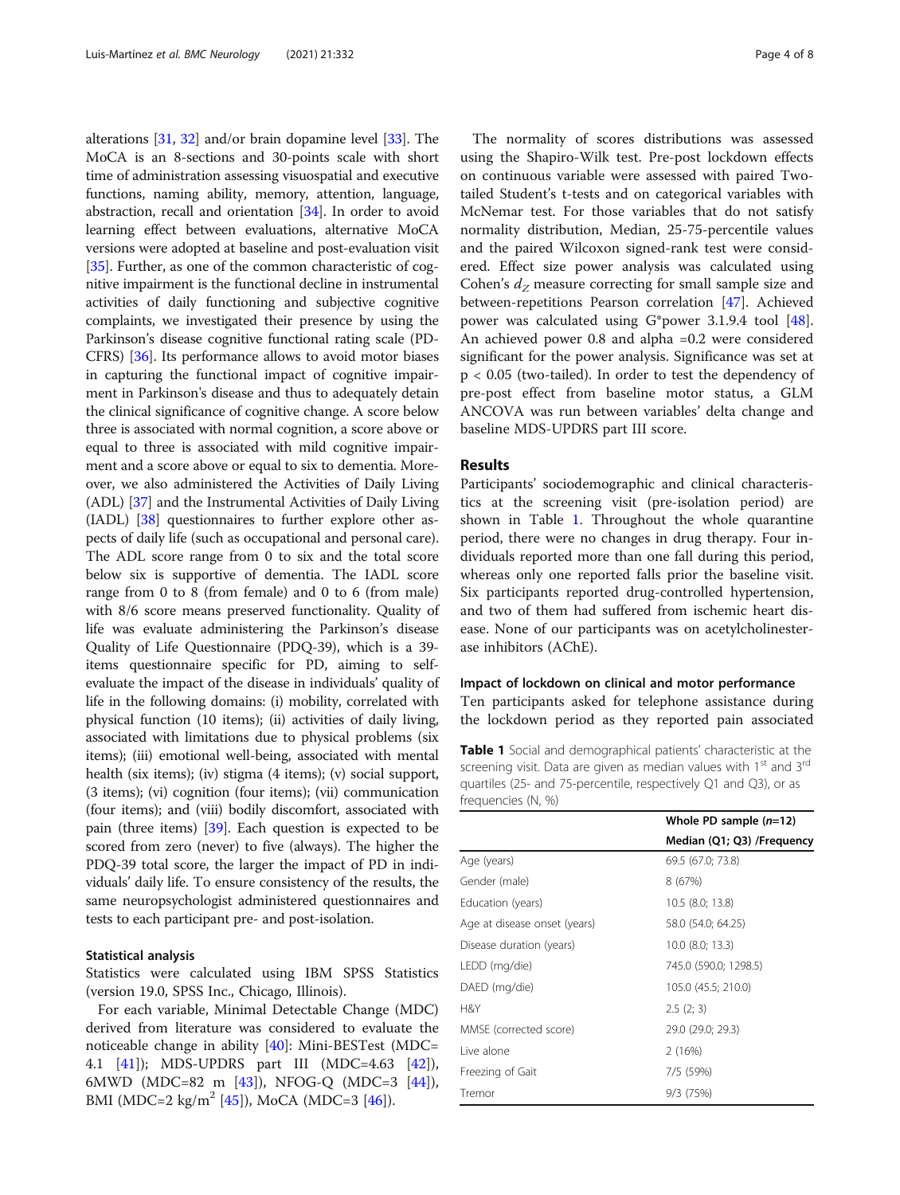alterations [31, 32] and/or brain dopamine level [33]. The MoCA is an 8-sections and 30-points scale with short time of administration assessing visuospatial and executive functions, naming ability, memory, attention, language, abstraction, recall and orientation [34]. In order to avoid learning effect between evaluations, alternative MoCA versions were adopted at baseline and post-evaluation visit [35]. Further, as one of the common characteristic of cognitive impairment is the functional decline in instrumental activities of daily functioning and subjective cognitive complaints, we investigated their presence by using the Parkinson's disease cognitive functional rating scale (PD-CFRS) [36]. Its performance allows to avoid motor biases in capturing the functional impact of cognitive impairment in Parkinson's disease and thus to adequately detain the clinical significance of cognitive change. A score below three is associated with normal cognition, a score above or equal to three is associated with mild cognitive impairment and a score above or equal to six to dementia. Moreover, we also administered the Activities of Daily Living (ADL) [37] and the Instrumental Activities of Daily Living (IADL) [38] questionnaires to further explore other aspects of daily life (such as occupational and personal care). The ADL score range from 0 to six and the total score below six is supportive of dementia. The IADL score range from 0 to 8 (from female) and 0 to 6 (from male) with 8/6 score means preserved functionality. Quality of life was evaluate administering the Parkinson's disease Quality of Life Questionnaire (PDQ-39), which is a 39-items questionnaire specific for PD, aiming to self-evaluate the impact of the disease in individuals' quality of life in the following domains: (i) mobility, correlated with physical function (10 items); (ii) activities of daily living, associated with limitations due to physical problems (six items); (iii) emotional well-being, associated with mental health (six items); (iv) stigma (4 items); (v) social support, (3 items); (vi) cognition (four items); (vii) communication (four items); and (viii) bodily discomfort, associated with pain (three items) [39]. Each question is expected to be scored from zero (never) to five (always). The higher the PDQ-39 total score, the larger the impact of PD in individuals' daily life. To ensure consistency of the results, the same neuropsychologist administered questionnaires and tests to each participant pre- and post-isolation.

### Statistical analysis

Statistics were calculated using IBM SPSS Statistics (version 19.0, SPSS Inc., Chicago, Illinois).

For each variable, Minimal Detectable Change (MDC) derived from literature was considered to evaluate the noticeable change in ability [40]: Mini-BESTest (MDC=4.1 [41]); MDS-UPDRS part III (MDC=4.63 [42]), 6MWD (MDC=82 m [43]), NFOG-Q (MDC=3 [44]), BMI (MDC=2 kg/m$^2$ [45]), MoCA (MDC=3 [46]).

The normality of scores distributions was assessed using the Shapiro-Wilk test. Pre-post lockdown effects on continuous variable were assessed with paired Two-tailed Student's t-tests and on categorical variables with McNemar test. For those variables that do not satisfy normality distribution, Median, 25-75-percentile values and the paired Wilcoxon signed-rank test were considered. Effect size power analysis was calculated using Cohen's $d_Z$ measure correcting for small sample size and between-repetitions Pearson correlation [47]. Achieved power was calculated using G*power 3.1.9.4 tool [48]. An achieved power 0.8 and alpha =0.2 were considered significant for the power analysis. Significance was set at $p < 0.05$ (two-tailed). In order to test the dependency of pre-post effect from baseline motor status, a GLM ANCOVA was run between variables' delta change and baseline MDS-UPDRS part III score.

## Results

Participants' sociodemographic and clinical characteristics at the screening visit (pre-isolation period) are shown in Table 1. Throughout the whole quarantine period, there were no changes in drug therapy. Four individuals reported more than one fall during this period, whereas only one reported falls prior the baseline visit. Six participants reported drug-controlled hypertension, and two of them had suffered from ischemic heart disease. None of our participants was on acetylcholinesterase inhibitors (AChE).

### Impact of lockdown on clinical and motor performance

Ten participants asked for telephone assistance during the lockdown period as they reported pain associated

**Table 1** Social and demographical patients' characteristic at the screening visit. Data are given as median values with 1st and 3rd quartiles (25- and 75-percentile, respectively Q1 and Q3), or as frequencies (N, %)

| | Whole PD sample (*n*=12) |
|---|---|
| | Median (Q1; Q3) /Frequency |
| Age (years) | 69.5 (67.0; 73.8) |
| Gender (male) | 8 (67%) |
| Education (years) | 10.5 (8.0; 13.8) |
| Age at disease onset (years) | 58.0 (54.0; 64.25) |
| Disease duration (years) | 10.0 (8.0; 13.3) |
| LEDD (mg/die) | 745.0 (590.0; 1298.5) |
| DAED (mg/die) | 105.0 (45.5; 210.0) |
| H&Y | 2.5 (2; 3) |
| MMSE (corrected score) | 29.0 (29.0; 29.3) |
| Live alone | 2 (16%) |
| Freezing of Gait | 7/5 (59%) |
| Tremor | 9/3 (75%) |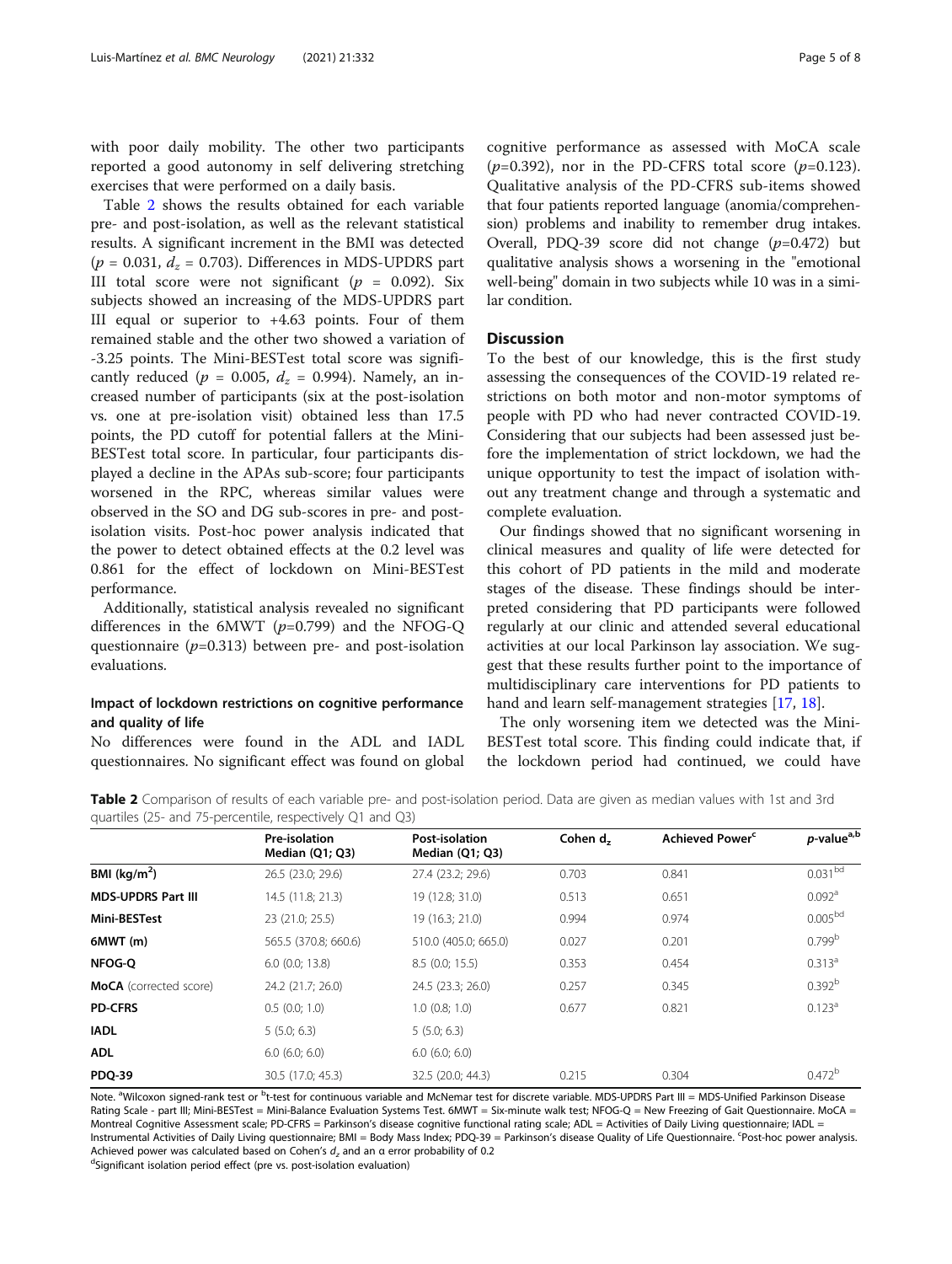with poor daily mobility. The other two participants reported a good autonomy in self delivering stretching exercises that were performed on a daily basis.

Table 2 shows the results obtained for each variable pre- and post-isolation, as well as the relevant statistical results. A significant increment in the BMI was detected ($p$ = 0.031, $d_z$ = 0.703). Differences in MDS-UPDRS part III total score were not significant ($p$ = 0.092). Six subjects showed an increasing of the MDS-UPDRS part III equal or superior to +4.63 points. Four of them remained stable and the other two showed a variation of -3.25 points. The Mini-BESTest total score was significantly reduced ($p$ = 0.005, $d_z$ = 0.994). Namely, an increased number of participants (six at the post-isolation vs. one at pre-isolation visit) obtained less than 17.5 points, the PD cutoff for potential fallers at the Mini-BESTest total score. In particular, four participants displayed a decline in the APAs sub-score; four participants worsened in the RPC, whereas similar values were observed in the SO and DG sub-scores in pre- and post-isolation visits. Post-hoc power analysis indicated that the power to detect obtained effects at the 0.2 level was 0.861 for the effect of lockdown on Mini-BESTest performance.

Additionally, statistical analysis revealed no significant differences in the 6MWT ($p$=0.799) and the NFOG-Q questionnaire ($p$=0.313) between pre- and post-isolation evaluations.

### Impact of lockdown restrictions on cognitive performance and quality of life

No differences were found in the ADL and IADL questionnaires. No significant effect was found on global cognitive performance as assessed with MoCA scale ($p$=0.392), nor in the PD-CFRS total score ($p$=0.123). Qualitative analysis of the PD-CFRS sub-items showed that four patients reported language (anomia/comprehension) problems and inability to remember drug intakes. Overall, PDQ-39 score did not change ($p$=0.472) but qualitative analysis shows a worsening in the "emotional well-being" domain in two subjects while 10 was in a similar condition.

## Discussion

To the best of our knowledge, this is the first study assessing the consequences of the COVID-19 related restrictions on both motor and non-motor symptoms of people with PD who had never contracted COVID-19. Considering that our subjects had been assessed just before the implementation of strict lockdown, we had the unique opportunity to test the impact of isolation without any treatment change and through a systematic and complete evaluation.

Our findings showed that no significant worsening in clinical measures and quality of life were detected for this cohort of PD patients in the mild and moderate stages of the disease. These findings should be interpreted considering that PD participants were followed regularly at our clinic and attended several educational activities at our local Parkinson lay association. We suggest that these results further point to the importance of multidisciplinary care interventions for PD patients to hand and learn self-management strategies [17, 18].

The only worsening item we detected was the Mini-BESTest total score. This finding could indicate that, if the lockdown period had continued, we could have

**Table 2** Comparison of results of each variable pre- and post-isolation period. Data are given as median values with 1st and 3rd quartiles (25- and 75-percentile, respectively Q1 and Q3)

| | Pre-isolation Median (Q1; Q3) | Post-isolation Median (Q1; Q3) | Cohen $d_z$ | Achieved Power[c] | $p$-value[a,b] |
|---|---|---|---|---|---|
| **BMI (kg/m²)** | 26.5 (23.0; 29.6) | 27.4 (23.2; 29.6) | 0.703 | 0.841 | 0.031[bd] |
| **MDS-UPDRS Part III** | 14.5 (11.8; 21.3) | 19 (12.8; 31.0) | 0.513 | 0.651 | 0.092[a] |
| **Mini-BESTest** | 23 (21.0; 25.5) | 19 (16.3; 21.0) | 0.994 | 0.974 | 0.005[bd] |
| **6MWT (m)** | 565.5 (370.8; 660.6) | 510.0 (405.0; 665.0) | 0.027 | 0.201 | 0.799[b] |
| **NFOG-Q** | 6.0 (0.0; 13.8) | 8.5 (0.0; 15.5) | 0.353 | 0.454 | 0.313[a] |
| **MoCA** (corrected score) | 24.2 (21.7; 26.0) | 24.5 (23.3; 26.0) | 0.257 | 0.345 | 0.392[b] |
| **PD-CFRS** | 0.5 (0.0; 1.0) | 1.0 (0.8; 1.0) | 0.677 | 0.821 | 0.123[a] |
| **IADL** | 5 (5.0; 6.3) | 5 (5.0; 6.3) | | | |
| **ADL** | 6.0 (6.0; 6.0) | 6.0 (6.0; 6.0) | | | |
| **PDQ-39** | 30.5 (17.0; 45.3) | 32.5 (20.0; 44.3) | 0.215 | 0.304 | 0.472[b] |

Note. [a]Wilcoxon signed-rank test or [b]t-test for continuous variable and McNemar test for discrete variable. MDS-UPDRS Part III = MDS-Unified Parkinson Disease Rating Scale - part III; Mini-BESTest = Mini-Balance Evaluation Systems Test. 6MWT = Six-minute walk test; NFOG-Q = New Freezing of Gait Questionnaire. MoCA = Montreal Cognitive Assessment scale; PD-CFRS = Parkinson's disease cognitive functional rating scale; ADL = Activities of Daily Living questionnaire; IADL = Instrumental Activities of Daily Living questionnaire; BMI = Body Mass Index; PDQ-39 = Parkinson's disease Quality of Life Questionnaire. [c]Post-hoc power analysis. Achieved power was calculated based on Cohen's $d_z$ and an α error probability of 0.2

[d]Significant isolation period effect (pre vs. post-isolation evaluation)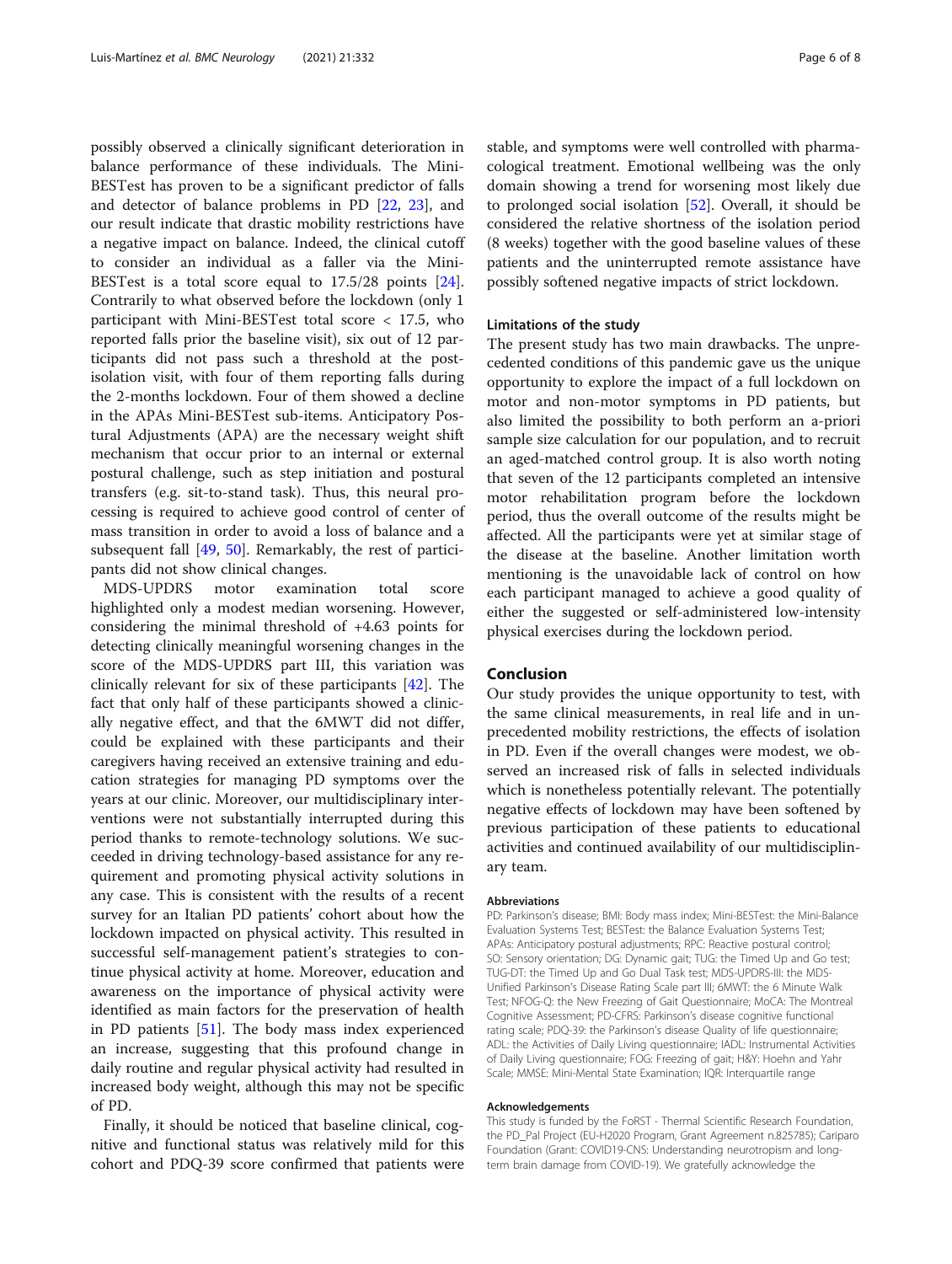possibly observed a clinically significant deterioration in balance performance of these individuals. The Mini-BESTest has proven to be a significant predictor of falls and detector of balance problems in PD [22, 23], and our result indicate that drastic mobility restrictions have a negative impact on balance. Indeed, the clinical cutoff to consider an individual as a faller via the Mini-BESTest is a total score equal to 17.5/28 points [24]. Contrarily to what observed before the lockdown (only 1 participant with Mini-BESTest total score < 17.5, who reported falls prior the baseline visit), six out of 12 participants did not pass such a threshold at the post-isolation visit, with four of them reporting falls during the 2-months lockdown. Four of them showed a decline in the APAs Mini-BESTest sub-items. Anticipatory Postural Adjustments (APA) are the necessary weight shift mechanism that occur prior to an internal or external postural challenge, such as step initiation and postural transfers (e.g. sit-to-stand task). Thus, this neural processing is required to achieve good control of center of mass transition in order to avoid a loss of balance and a subsequent fall [49, 50]. Remarkably, the rest of participants did not show clinical changes.

MDS-UPDRS motor examination total score highlighted only a modest median worsening. However, considering the minimal threshold of +4.63 points for detecting clinically meaningful worsening changes in the score of the MDS-UPDRS part III, this variation was clinically relevant for six of these participants [42]. The fact that only half of these participants showed a clinically negative effect, and that the 6MWT did not differ, could be explained with these participants and their caregivers having received an extensive training and education strategies for managing PD symptoms over the years at our clinic. Moreover, our multidisciplinary interventions were not substantially interrupted during this period thanks to remote-technology solutions. We succeeded in driving technology-based assistance for any requirement and promoting physical activity solutions in any case. This is consistent with the results of a recent survey for an Italian PD patients' cohort about how the lockdown impacted on physical activity. This resulted in successful self-management patient's strategies to continue physical activity at home. Moreover, education and awareness on the importance of physical activity were identified as main factors for the preservation of health in PD patients [51]. The body mass index experienced an increase, suggesting that this profound change in daily routine and regular physical activity had resulted in increased body weight, although this may not be specific of PD.

Finally, it should be noticed that baseline clinical, cognitive and functional status was relatively mild for this cohort and PDQ-39 score confirmed that patients were stable, and symptoms were well controlled with pharmacological treatment. Emotional wellbeing was the only domain showing a trend for worsening most likely due to prolonged social isolation [52]. Overall, it should be considered the relative shortness of the isolation period (8 weeks) together with the good baseline values of these patients and the uninterrupted remote assistance have possibly softened negative impacts of strict lockdown.

### Limitations of the study

The present study has two main drawbacks. The unprecedented conditions of this pandemic gave us the unique opportunity to explore the impact of a full lockdown on motor and non-motor symptoms in PD patients, but also limited the possibility to both perform an a-priori sample size calculation for our population, and to recruit an aged-matched control group. It is also worth noting that seven of the 12 participants completed an intensive motor rehabilitation program before the lockdown period, thus the overall outcome of the results might be affected. All the participants were yet at similar stage of the disease at the baseline. Another limitation worth mentioning is the unavoidable lack of control on how each participant managed to achieve a good quality of either the suggested or self-administered low-intensity physical exercises during the lockdown period.

## Conclusion

Our study provides the unique opportunity to test, with the same clinical measurements, in real life and in unprecedented mobility restrictions, the effects of isolation in PD. Even if the overall changes were modest, we observed an increased risk of falls in selected individuals which is nonetheless potentially relevant. The potentially negative effects of lockdown may have been softened by previous participation of these patients to educational activities and continued availability of our multidisciplinary team.

#### Abbreviations

PD: Parkinson's disease; BMI: Body mass index; Mini-BESTest: the Mini-Balance Evaluation Systems Test; BESTest: the Balance Evaluation Systems Test; APAs: Anticipatory postural adjustments; RPC: Reactive postural control; SO: Sensory orientation; DG: Dynamic gait; TUG: the Timed Up and Go test; TUG-DT: the Timed Up and Go Dual Task test; MDS-UPDRS-III: the MDS-Unified Parkinson's Disease Rating Scale part III; 6MWT: the 6 Minute Walk Test; NFOG-Q: the New Freezing of Gait Questionnaire; MoCA: The Montreal Cognitive Assessment; PD-CFRS: Parkinson's disease cognitive functional rating scale; PDQ-39: the Parkinson's disease Quality of life questionnaire; ADL: the Activities of Daily Living questionnaire; IADL: Instrumental Activities of Daily Living questionnaire; FOG: Freezing of gait; H&Y: Hoehn and Yahr Scale; MMSE: Mini-Mental State Examination; IQR: Interquartile range

#### Acknowledgements

This study is funded by the FoRST - Thermal Scientific Research Foundation, the PD_Pal Project (EU-H2020 Program, Grant Agreement n.825785); Cariparo Foundation (Grant: COVID19-CNS: Understanding neurotropism and long-term brain damage from COVID-19). We gratefully acknowledge the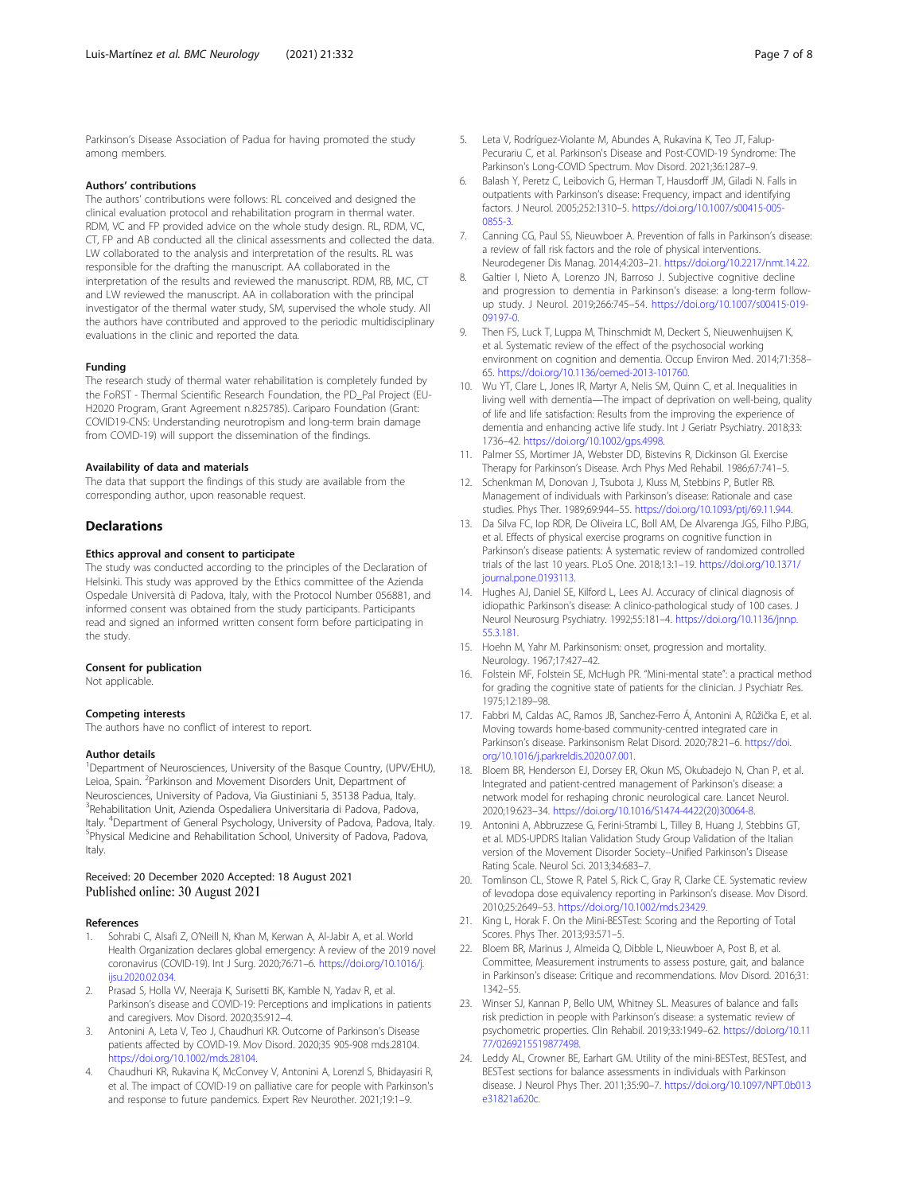Parkinson's Disease Association of Padua for having promoted the study among members.

### Authors' contributions

The authors' contributions were follows: RL conceived and designed the clinical evaluation protocol and rehabilitation program in thermal water. RDM, VC and FP provided advice on the whole study design. RL, RDM, VC, CT, FP and AB conducted all the clinical assessments and collected the data. LW collaborated to the analysis and interpretation of the results. RL was responsible for the drafting the manuscript. AA collaborated in the interpretation of the results and reviewed the manuscript. RDM, RB, MC, CT and LW reviewed the manuscript. AA in collaboration with the principal investigator of the thermal water study, SM, supervised the whole study. All the authors have contributed and approved to the periodic multidisciplinary evaluations in the clinic and reported the data.

### Funding

The research study of thermal water rehabilitation is completely funded by the FoRST - Thermal Scientific Research Foundation, the PD_Pal Project (EU-H2020 Program, Grant Agreement n.825785). Cariparo Foundation (Grant: COVID19-CNS: Understanding neurotropism and long-term brain damage from COVID-19) will support the dissemination of the findings.

### Availability of data and materials

The data that support the findings of this study are available from the corresponding author, upon reasonable request.

## Declarations

### Ethics approval and consent to participate

The study was conducted according to the principles of the Declaration of Helsinki. This study was approved by the Ethics committee of the Azienda Ospedale Università di Padova, Italy, with the Protocol Number 056881, and informed consent was obtained from the study participants. Participants read and signed an informed written consent form before participating in the study.

### Consent for publication

Not applicable.

### Competing interests

The authors have no conflict of interest to report.

### Author details

[1]Department of Neurosciences, University of the Basque Country, (UPV/EHU), Leioa, Spain. [2]Parkinson and Movement Disorders Unit, Department of Neurosciences, University of Padova, Via Giustiniani 5, 35138 Padua, Italy. [3]Rehabilitation Unit, Azienda Ospedaliera Universitaria di Padova, Padova, Italy. [4]Department of General Psychology, University of Padova, Padova, Italy. [5]Physical Medicine and Rehabilitation School, University of Padova, Padova, Italy.

Received: 20 December 2020 Accepted: 18 August 2021
Published online: 30 August 2021

### References

1. Sohrabi C, Alsafi Z, O'Neill N, Khan M, Kerwan A, Al-Jabir A, et al. World Health Organization declares global emergency: A review of the 2019 novel coronavirus (COVID-19). Int J Surg. 2020;76:71–6. https://doi.org/10.1016/j.ijsu.2020.02.034.
2. Prasad S, Holla VV, Neeraja K, Surisetti BK, Kamble N, Yadav R, et al. Parkinson's disease and COVID-19: Perceptions and implications in patients and caregivers. Mov Disord. 2020;35:912–4.
3. Antonini A, Leta V, Teo J, Chaudhuri KR. Outcome of Parkinson's Disease patients affected by COVID-19. Mov Disord. 2020;35 905-908 mds.28104. https://doi.org/10.1002/mds.28104.
4. Chaudhuri KR, Rukavina K, McConvey V, Antonini A, Lorenzl S, Bhidayasiri R, et al. The impact of COVID-19 on palliative care for people with Parkinson's and response to future pandemics. Expert Rev Neurother. 2021;19:1–9.
5. Leta V, Rodríguez-Violante M, Abundes A, Rukavina K, Teo JT, Falup-Pecurariu C, et al. Parkinson's Disease and Post-COVID-19 Syndrome: The Parkinson's Long-COVID Spectrum. Mov Disord. 2021;36:1287–9.
6. Balash Y, Peretz C, Leibovich G, Herman T, Hausdorff JM, Giladi N. Falls in outpatients with Parkinson's disease: Frequency, impact and identifying factors. J Neurol. 2005;252:1310–5. https://doi.org/10.1007/s00415-005-0855-3.
7. Canning CG, Paul SS, Nieuwboer A. Prevention of falls in Parkinson's disease: a review of fall risk factors and the role of physical interventions. Neurodegener Dis Manag. 2014;4:203–21. https://doi.org/10.2217/nmt.14.22.
8. Galtier I, Nieto A, Lorenzo JN, Barroso J. Subjective cognitive decline and progression to dementia in Parkinson's disease: a long-term follow-up study. J Neurol. 2019;266:745–54. https://doi.org/10.1007/s00415-019-09197-0.
9. Then FS, Luck T, Luppa M, Thinschmidt M, Deckert S, Nieuwenhuijsen K, et al. Systematic review of the effect of the psychosocial working environment on cognition and dementia. Occup Environ Med. 2014;71:358–65. https://doi.org/10.1136/oemed-2013-101760.
10. Wu YT, Clare L, Jones IR, Martyr A, Nelis SM, Quinn C, et al. Inequalities in living well with dementia—The impact of deprivation on well-being, quality of life and life satisfaction: Results from the improving the experience of dementia and enhancing active life study. Int J Geriatr Psychiatry. 2018;33:1736–42. https://doi.org/10.1002/gps.4998.
11. Palmer SS, Mortimer JA, Webster DD, Bistevins R, Dickinson GI. Exercise Therapy for Parkinson's Disease. Arch Phys Med Rehabil. 1986;67:741–5.
12. Schenkman M, Donovan J, Tsubota J, Kluss M, Stebbins P, Butler RB. Management of individuals with Parkinson's disease: Rationale and case studies. Phys Ther. 1989;69:944–55. https://doi.org/10.1093/ptj/69.11.944.
13. Da Silva FC, Iop RDR, De Oliveira LC, Boll AM, De Alvarenga JGS, Filho PJBG, et al. Effects of physical exercise programs on cognitive function in Parkinson's disease patients: A systematic review of randomized controlled trials of the last 10 years. PLoS One. 2018;13:1–19. https://doi.org/10.1371/journal.pone.0193113.
14. Hughes AJ, Daniel SE, Kilford L, Lees AJ. Accuracy of clinical diagnosis of idiopathic Parkinson's disease: A clinico-pathological study of 100 cases. J Neurol Neurosurg Psychiatry. 1992;55:181–4. https://doi.org/10.1136/jnnp.55.3.181.
15. Hoehn M, Yahr M. Parkinsonism: onset, progression and mortality. Neurology. 1967;17:427–42.
16. Folstein MF, Folstein SE, McHugh PR. "Mini-mental state": a practical method for grading the cognitive state of patients for the clinician. J Psychiatr Res. 1975;12:189–98.
17. Fabbri M, Caldas AC, Ramos JB, Sanchez-Ferro Á, Antonini A, Růžička E, et al. Moving towards home-based community-centred integrated care in Parkinson's disease. Parkinsonism Relat Disord. 2020;78:21–6. https://doi.org/10.1016/j.parkreldis.2020.07.001.
18. Bloem BR, Henderson EJ, Dorsey ER, Okun MS, Okubadejo N, Chan P, et al. Integrated and patient-centred management of Parkinson's disease: a network model for reshaping chronic neurological care. Lancet Neurol. 2020;19:623–34. https://doi.org/10.1016/S1474-4422(20)30064-8.
19. Antonini A, Abbruzzese G, Ferini-Strambi L, Tilley B, Huang J, Stebbins GT, et al. MDS-UPDRS Italian Validation Study Group Validation of the Italian version of the Movement Disorder Society--Unified Parkinson's Disease Rating Scale. Neurol Sci. 2013;34:683–7.
20. Tomlinson CL, Stowe R, Patel S, Rick C, Gray R, Clarke CE. Systematic review of levodopa dose equivalency reporting in Parkinson's disease. Mov Disord. 2010;25:2649–53. https://doi.org/10.1002/mds.23429.
21. King L, Horak F. On the Mini-BESTest: Scoring and the Reporting of Total Scores. Phys Ther. 2013;93:571–5.
22. Bloem BR, Marinus J, Almeida Q, Dibble L, Nieuwboer A, Post B, et al. Committee, Measurement instruments to assess posture, gait, and balance in Parkinson's disease: Critique and recommendations. Mov Disord. 2016;31:1342–55.
23. Winser SJ, Kannan P, Bello UM, Whitney SL. Measures of balance and falls risk prediction in people with Parkinson's disease: a systematic review of psychometric properties. Clin Rehabil. 2019;33:1949–62. https://doi.org/10.1177/0269215519877498.
24. Leddy AL, Crowner BE, Earhart GM. Utility of the mini-BESTest, BESTest, and BESTest sections for balance assessments in individuals with Parkinson disease. J Neurol Phys Ther. 2011;35:90–7. https://doi.org/10.1097/NPT.0b013e31821a620c.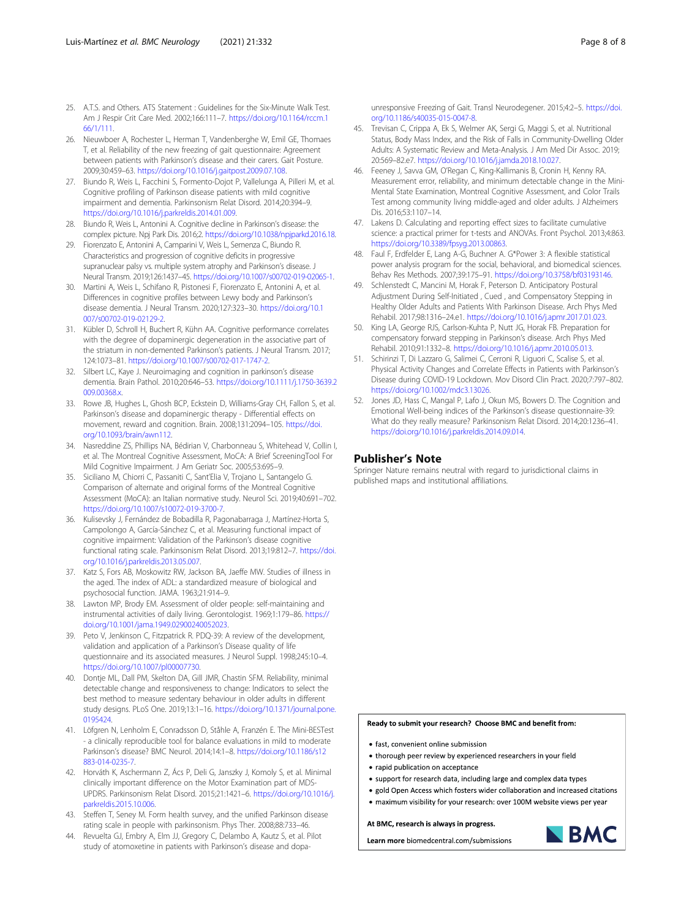25. A.T.S. and Others. ATS Statement : Guidelines for the Six-Minute Walk Test. Am J Respir Crit Care Med. 2002;166:111–7. https://doi.org/10.1164/rccm.166/1/111.
26. Nieuwboer A, Rochester L, Herman T, Vandenberghe W, Emil GE, Thomaes T, et al. Reliability of the new freezing of gait questionnaire: Agreement between patients with Parkinson's disease and their carers. Gait Posture. 2009;30:459–63. https://doi.org/10.1016/j.gaitpost.2009.07.108.
27. Biundo R, Weis L, Facchini S, Formento-Dojot P, Vallelunga A, Pilleri M, et al. Cognitive profiling of Parkinson disease patients with mild cognitive impairment and dementia. Parkinsonism Relat Disord. 2014;20:394–9. https://doi.org/10.1016/j.parkreldis.2014.01.009.
28. Biundo R, Weis L, Antonini A. Cognitive decline in Parkinson's disease: the complex picture. Npj Park Dis. 2016;2. https://doi.org/10.1038/npjparkd.2016.18.
29. Fiorenzato E, Antonini A, Camparini V, Weis L, Semenza C, Biundo R. Characteristics and progression of cognitive deficits in progressive supranuclear palsy vs. multiple system atrophy and Parkinson's disease. J Neural Transm. 2019;126:1437–45. https://doi.org/10.1007/s00702-019-02065-1.
30. Martini A, Weis L, Schifano R, Pistonesi F, Fiorenzato E, Antonini A, et al. Differences in cognitive profiles between Lewy body and Parkinson's disease dementia. J Neural Transm. 2020;127:323–30. https://doi.org/10.1007/s00702-019-02129-2.
31. Kübler D, Schroll H, Buchert R, Kühn AA. Cognitive performance correlates with the degree of dopaminergic degeneration in the associative part of the striatum in non-demented Parkinson's patients. J Neural Transm. 2017; 124:1073–81. https://doi.org/10.1007/s00702-017-1747-2.
32. Silbert LC, Kaye J. Neuroimaging and cognition in parkinson's disease dementia. Brain Pathol. 2010;20:646–53. https://doi.org/10.1111/j.1750-3639.2009.00368.x.
33. Rowe JB, Hughes L, Ghosh BCP, Eckstein D, Williams-Gray CH, Fallon S, et al. Parkinson's disease and dopaminergic therapy - Differential effects on movement, reward and cognition. Brain. 2008;131:2094–105. https://doi.org/10.1093/brain/awn112.
34. Nasreddine ZS, Phillips NA, Bédirian V, Charbonneau S, Whitehead V, Collin I, et al. The Montreal Cognitive Assessment, MoCA: A Brief ScreeningTool For Mild Cognitive Impairment. J Am Geriatr Soc. 2005;53:695–9.
35. Siciliano M, Chiorri C, Passaniti C, Sant'Elia V, Trojano L, Santangelo G. Comparison of alternate and original forms of the Montreal Cognitive Assessment (MoCA): an Italian normative study. Neurol Sci. 2019;40:691–702. https://doi.org/10.1007/s10072-019-3700-7.
36. Kulisevsky J, Fernández de Bobadilla R, Pagonabarraga J, Martínez-Horta S, Campolongo A, García-Sánchez C, et al. Measuring functional impact of cognitive impairment: Validation of the Parkinson's disease cognitive functional rating scale. Parkinsonism Relat Disord. 2013;19:812–7. https://doi.org/10.1016/j.parkreldis.2013.05.007.
37. Katz S, Fors AB, Moskowitz RW, Jackson BA, Jaeffe MW. Studies of illness in the aged. The index of ADL: a standardized measure of biological and psychosocial function. JAMA. 1963;21:914–9.
38. Lawton MP, Brody EM. Assessment of older people: self-maintaining and instrumental activities of daily living. Gerontologist. 1969;1:179–86. https://doi.org/10.1001/jama.1949.02900240052023.
39. Peto V, Jenkinson C, Fitzpatrick R. PDQ-39: A review of the development, validation and application of a Parkinson's Disease quality of life questionnaire and its associated measures. J Neurol Suppl. 1998;245:10–4. https://doi.org/10.1007/pl00007730.
40. Dontje ML, Dall PM, Skelton DA, Gill JMR, Chastin SFM. Reliability, minimal detectable change and responsiveness to change: Indicators to select the best method to measure sedentary behaviour in older adults in different study designs. PLoS One. 2019;13:1–16. https://doi.org/10.1371/journal.pone.0195424.
41. Löfgren N, Lenholm E, Conradsson D, Ståhle A, Franzén E. The Mini-BESTest - a clinically reproducible tool for balance evaluations in mild to moderate Parkinson's disease? BMC Neurol. 2014;14:1–8. https://doi.org/10.1186/s12883-014-0235-7.
42. Horváth K, Aschermann Z, Ács P, Deli G, Janszky J, Komoly S, et al. Minimal clinically important difference on the Motor Examination part of MDS-UPDRS. Parkinsonism Relat Disord. 2015;21:1421–6. https://doi.org/10.1016/j.parkreldis.2015.10.006.
43. Steffen T, Seney M. Form health survey, and the unified Parkinson disease rating scale in people with parkinsonism. Phys Ther. 2008;88:733–46.
44. Revuelta GJ, Embry A, Elm JJ, Gregory C, Delambo A, Kautz S, et al. Pilot study of atomoxetine in patients with Parkinson's disease and dopa-unresponsive Freezing of Gait. Transl Neurodegener. 2015;4:2–5. https://doi.org/10.1186/s40035-015-0047-8.
45. Trevisan C, Crippa A, Ek S, Welmer AK, Sergi G, Maggi S, et al. Nutritional Status, Body Mass Index, and the Risk of Falls in Community-Dwelling Older Adults: A Systematic Review and Meta-Analysis. J Am Med Dir Assoc. 2019; 20:569–82.e7. https://doi.org/10.1016/j.jamda.2018.10.027.
46. Feeney J, Savva GM, O'Regan C, King-Kallimanis B, Cronin H, Kenny RA. Measurement error, reliability, and minimum detectable change in the Mini-Mental State Examination, Montreal Cognitive Assessment, and Color Trails Test among community living middle-aged and older adults. J Alzheimers Dis. 2016;53:1107–14.
47. Lakens D. Calculating and reporting effect sizes to facilitate cumulative science: a practical primer for t-tests and ANOVAs. Front Psychol. 2013;4:863. https://doi.org/10.3389/fpsyg.2013.00863.
48. Faul F, Erdfelder E, Lang A-G, Buchner A. G*Power 3: A flexible statistical power analysis program for the social, behavioral, and biomedical sciences. Behav Res Methods. 2007;39:175–91. https://doi.org/10.3758/bf03193146.
49. Schlenstedt C, Mancini M, Horak F, Peterson D. Anticipatory Postural Adjustment During Self-Initiated , Cued , and Compensatory Stepping in Healthy Older Adults and Patients With Parkinson Disease. Arch Phys Med Rehabil. 2017;98:1316–24.e1. https://doi.org/10.1016/j.apmr.2017.01.023.
50. King LA, George RJS, Carlson-Kuhta P, Nutt JG, Horak FB. Preparation for compensatory forward stepping in Parkinson's disease. Arch Phys Med Rehabil. 2010;91:1332–8. https://doi.org/10.1016/j.apmr.2010.05.013.
51. Schirinzi T, Di Lazzaro G, Salimei C, Cerroni R, Liguori C, Scalise S, et al. Physical Activity Changes and Correlate Effects in Patients with Parkinson's Disease during COVID-19 Lockdown. Mov Disord Clin Pract. 2020;7:797–802. https://doi.org/10.1002/mdc3.13026.
52. Jones JD, Hass C, Mangal P, Lafo J, Okun MS, Bowers D. The Cognition and Emotional Well-being indices of the Parkinson's disease questionnaire-39: What do they really measure? Parkinsonism Relat Disord. 2014;20:1236–41. https://doi.org/10.1016/j.parkreldis.2014.09.014.

## Publisher's Note

Springer Nature remains neutral with regard to jurisdictional claims in published maps and institutional affiliations.

**Ready to submit your research? Choose BMC and benefit from:**

- fast, convenient online submission
- thorough peer review by experienced researchers in your field
- rapid publication on acceptance
- support for research data, including large and complex data types
- gold Open Access which fosters wider collaboration and increased citations
- maximum visibility for your research: over 100M website views per year

**At BMC, research is always in progress.**

**Learn more** biomedcentral.com/submissions

BMC